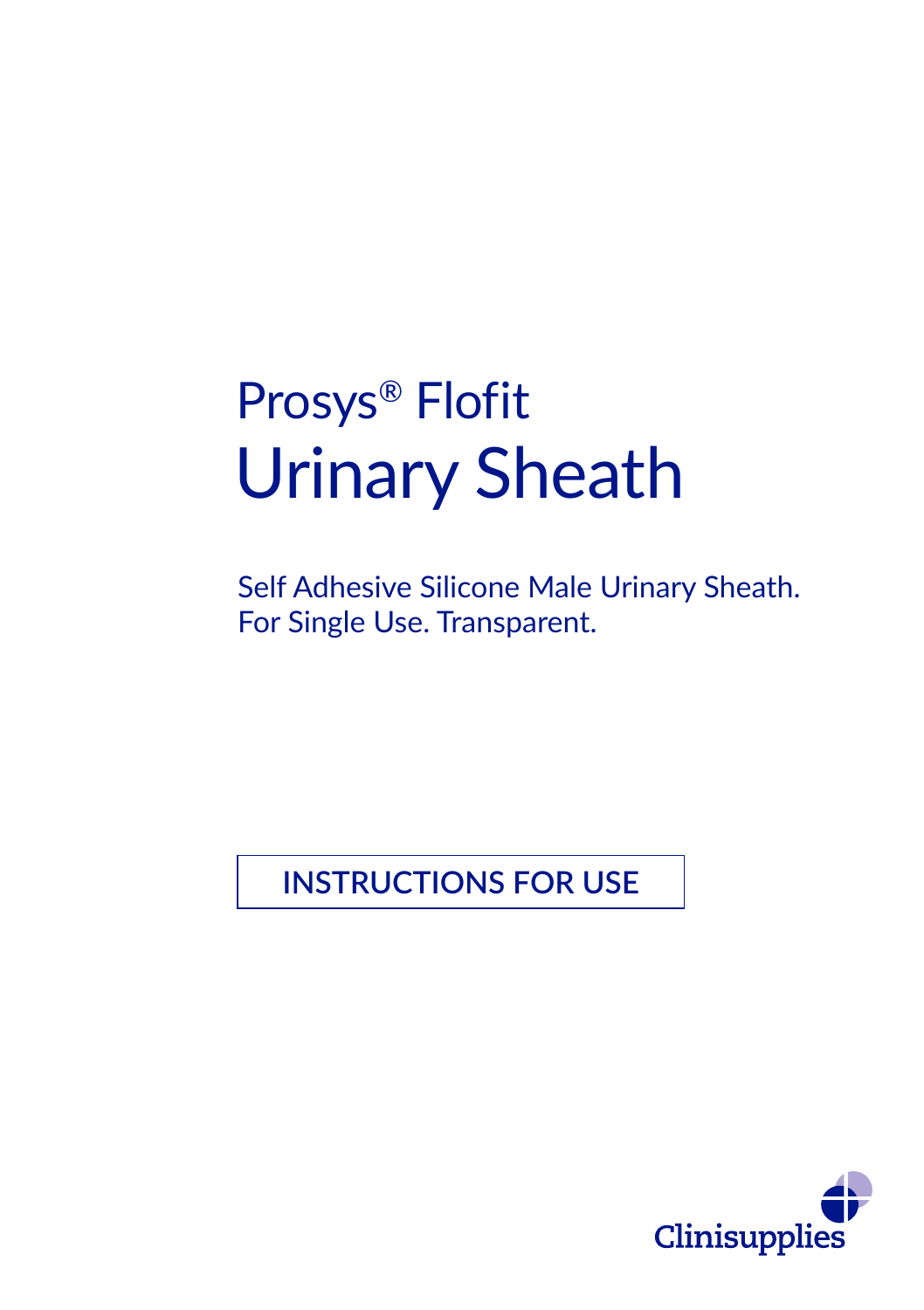# Prosys® Flofit
# Urinary Sheath

Self Adhesive Silicone Male Urinary Sheath.
For Single Use. Transparent.

INSTRUCTIONS FOR USE

Clinisupplies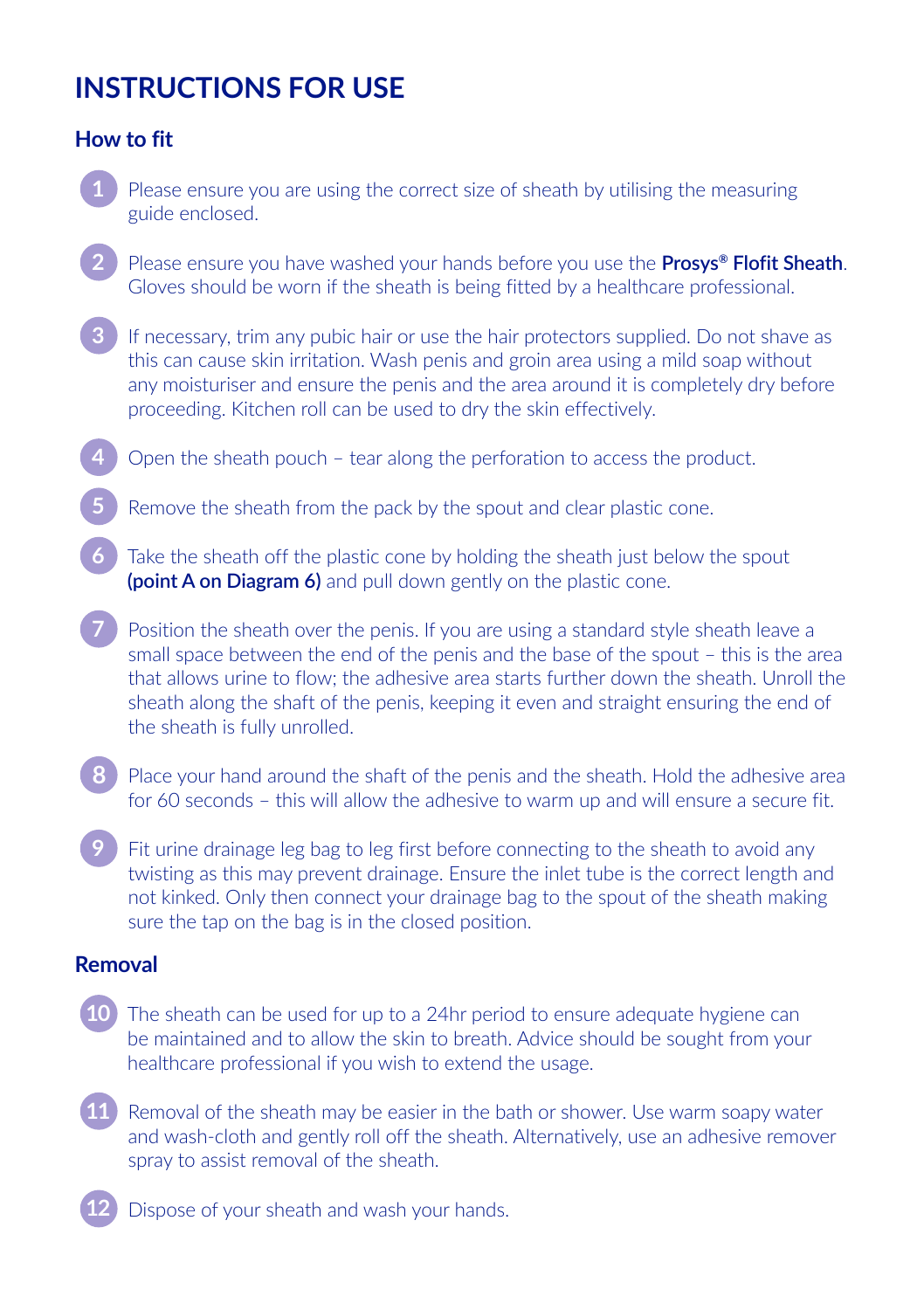# INSTRUCTIONS FOR USE

## How to fit

1. Please ensure you are using the correct size of sheath by utilising the measuring guide enclosed.
2. Please ensure you have washed your hands before you use the **Prosys® Flofit Sheath**. Gloves should be worn if the sheath is being fitted by a healthcare professional.
3. If necessary, trim any pubic hair or use the hair protectors supplied. Do not shave as this can cause skin irritation. Wash penis and groin area using a mild soap without any moisturiser and ensure the penis and the area around it is completely dry before proceeding. Kitchen roll can be used to dry the skin effectively.
4. Open the sheath pouch – tear along the perforation to access the product.
5. Remove the sheath from the pack by the spout and clear plastic cone.
6. Take the sheath off the plastic cone by holding the sheath just below the spout **(point A on Diagram 6)** and pull down gently on the plastic cone.
7. Position the sheath over the penis. If you are using a standard style sheath leave a small space between the end of the penis and the base of the spout – this is the area that allows urine to flow; the adhesive area starts further down the sheath. Unroll the sheath along the shaft of the penis, keeping it even and straight ensuring the end of the sheath is fully unrolled.
8. Place your hand around the shaft of the penis and the sheath. Hold the adhesive area for 60 seconds – this will allow the adhesive to warm up and will ensure a secure fit.
9. Fit urine drainage leg bag to leg first before connecting to the sheath to avoid any twisting as this may prevent drainage. Ensure the inlet tube is the correct length and not kinked. Only then connect your drainage bag to the spout of the sheath making sure the tap on the bag is in the closed position.

## Removal

10. The sheath can be used for up to a 24hr period to ensure adequate hygiene can be maintained and to allow the skin to breath. Advice should be sought from your healthcare professional if you wish to extend the usage.
11. Removal of the sheath may be easier in the bath or shower. Use warm soapy water and wash-cloth and gently roll off the sheath. Alternatively, use an adhesive remover spray to assist removal of the sheath.
12. Dispose of your sheath and wash your hands.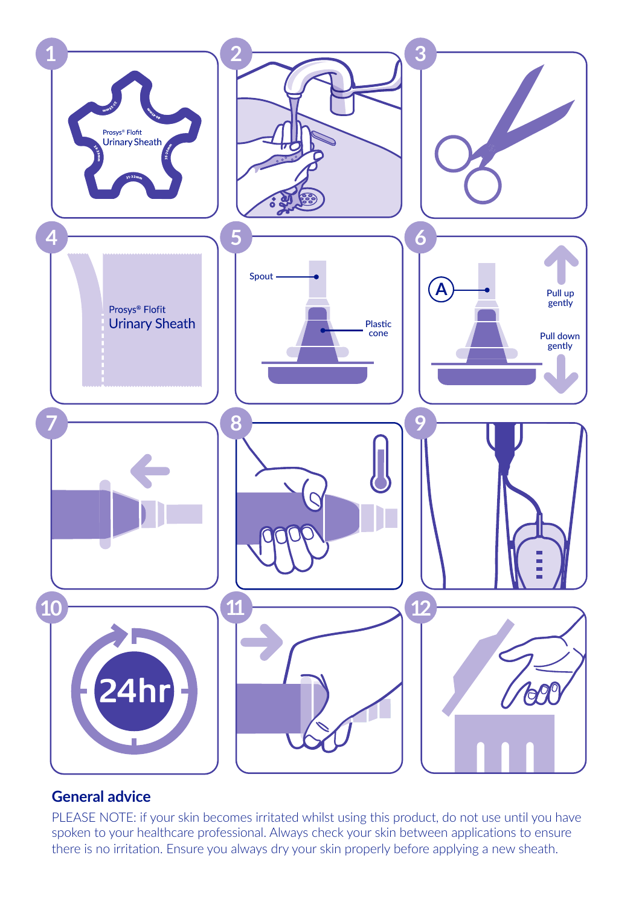1

Prosys® Flofit
Urinary Sheath

2

3

4

Prosys® Flofit
Urinary Sheath

5

Spout

Plastic cone

6

A

Pull up gently

Pull down gently

7

8

9

10

24hr

11

12

## General advice

PLEASE NOTE: if your skin becomes irritated whilst using this product, do not use until you have spoken to your healthcare professional. Always check your skin between applications to ensure there is no irritation. Ensure you always dry your skin properly before applying a new sheath.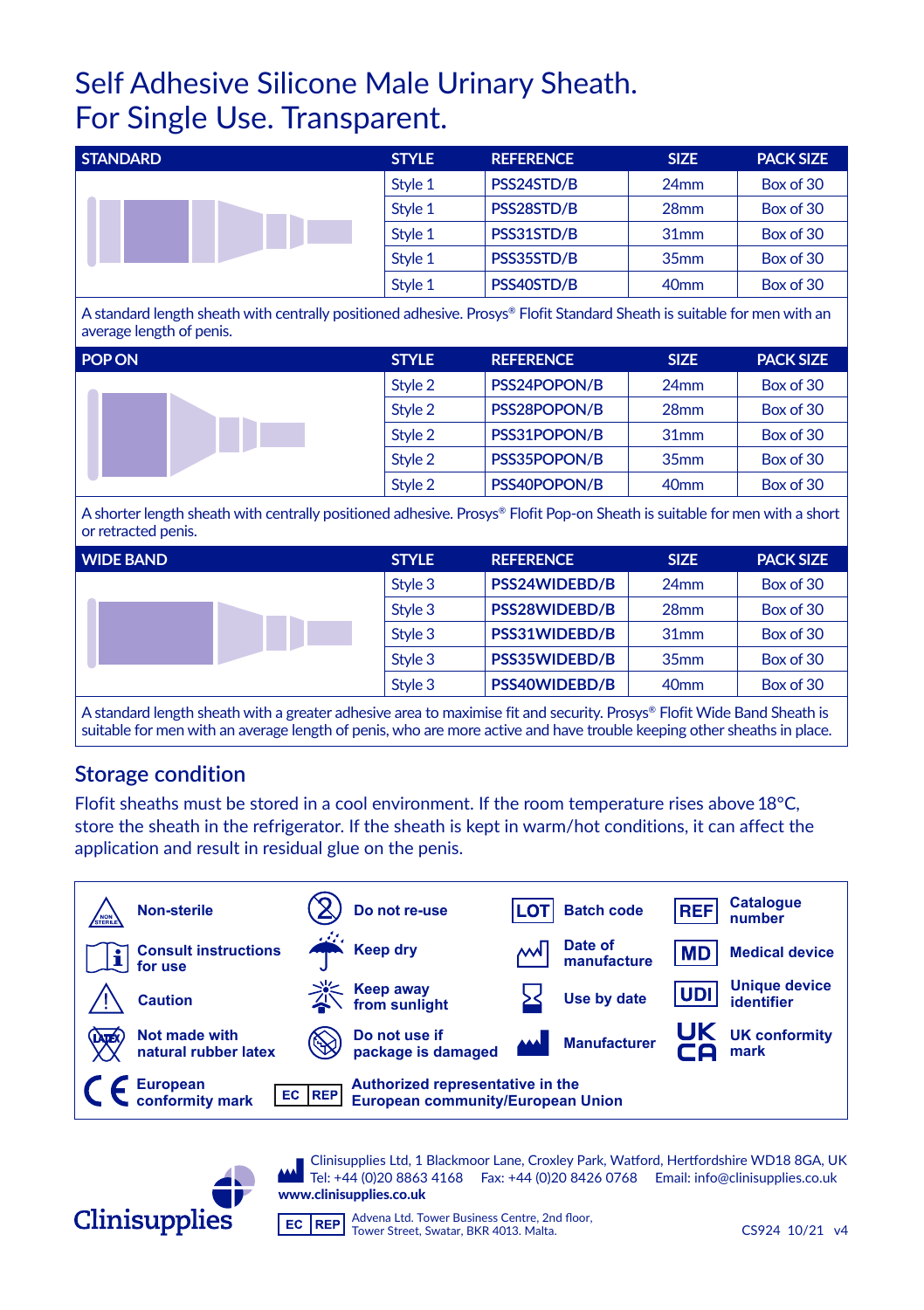# Self Adhesive Silicone Male Urinary Sheath. For Single Use. Transparent.

| STANDARD | STYLE | REFERENCE | SIZE | PACK SIZE |
|---|---|---|---|---|
| | Style 1 | PSS24STD/B | 24mm | Box of 30 |
| | Style 1 | PSS28STD/B | 28mm | Box of 30 |
| | Style 1 | PSS31STD/B | 31mm | Box of 30 |
| | Style 1 | PSS35STD/B | 35mm | Box of 30 |
| | Style 1 | PSS40STD/B | 40mm | Box of 30 |

A standard length sheath with centrally positioned adhesive. Prosys® Flofit Standard Sheath is suitable for men with an average length of penis.

| POP ON | STYLE | REFERENCE | SIZE | PACK SIZE |
|---|---|---|---|---|
| | Style 2 | PSS24POPON/B | 24mm | Box of 30 |
| | Style 2 | PSS28POPON/B | 28mm | Box of 30 |
| | Style 2 | PSS31POPON/B | 31mm | Box of 30 |
| | Style 2 | PSS35POPON/B | 35mm | Box of 30 |
| | Style 2 | PSS40POPON/B | 40mm | Box of 30 |

A shorter length sheath with centrally positioned adhesive. Prosys® Flofit Pop-on Sheath is suitable for men with a short or retracted penis.

| WIDE BAND | STYLE | REFERENCE | SIZE | PACK SIZE |
|---|---|---|---|---|
| | Style 3 | PSS24WIDEBD/B | 24mm | Box of 30 |
| | Style 3 | PSS28WIDEBD/B | 28mm | Box of 30 |
| | Style 3 | PSS31WIDEBD/B | 31mm | Box of 30 |
| | Style 3 | PSS35WIDEBD/B | 35mm | Box of 30 |
| | Style 3 | PSS40WIDEBD/B | 40mm | Box of 30 |

A standard length sheath with a greater adhesive area to maximise fit and security. Prosys® Flofit Wide Band Sheath is suitable for men with an average length of penis, who are more active and have trouble keeping other sheaths in place.

## Storage condition

Flofit sheaths must be stored in a cool environment. If the room temperature rises above 18°C, store the sheath in the refrigerator. If the sheath is kept in warm/hot conditions, it can affect the application and result in residual glue on the penis.

| | | | |
|---|---|---|---|
| Non-sterile | Do not re-use | LOT Batch code | REF Catalogue number |
| Consult instructions for use | Keep dry | Date of manufacture | MD Medical device |
| Caution | Keep away from sunlight | Use by date | UDI Unique device identifier |
| Not made with natural rubber latex | Do not use if package is damaged | Manufacturer | UK CA UK conformity mark |
| CE European conformity mark | EC REP Authorized representative in the European community/European Union | | |

Clinisupplies

Clinisupplies Ltd, 1 Blackmoor Lane, Croxley Park, Watford, Hertfordshire WD18 8GA, UK
Tel: +44 (0)20 8863 4168 Fax: +44 (0)20 8426 0768 Email: info@clinisupplies.co.uk
www.clinisupplies.co.uk

EC REP Advena Ltd. Tower Business Centre, 2nd floor, Tower Street, Swatar, BKR 4013. Malta.

CS924 10/21 v4